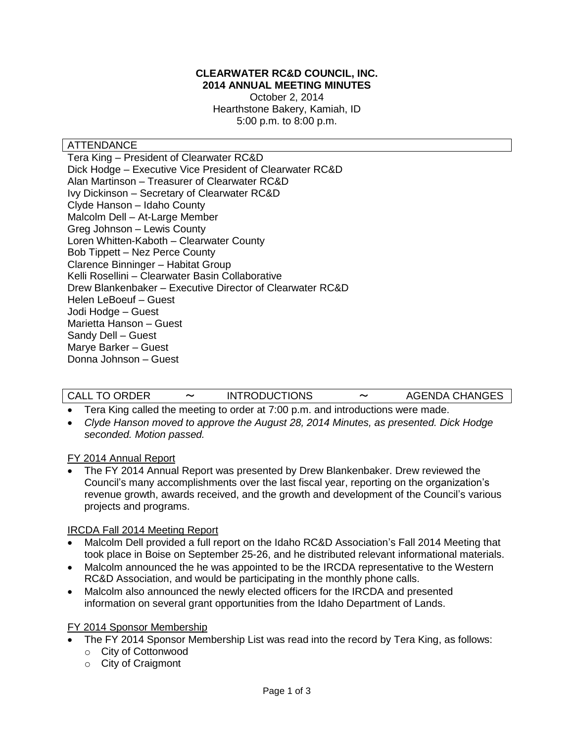**CLEARWATER RC&D COUNCIL, INC.**
**2014 ANNUAL MEETING MINUTES**

October 2, 2014
Hearthstone Bakery, Kamiah, ID
5:00 p.m. to 8:00 p.m.

## ATTENDANCE

Tera King – President of Clearwater RC&D
Dick Hodge – Executive Vice President of Clearwater RC&D
Alan Martinson – Treasurer of Clearwater RC&D
Ivy Dickinson – Secretary of Clearwater RC&D
Clyde Hanson – Idaho County
Malcolm Dell – At-Large Member
Greg Johnson – Lewis County
Loren Whitten-Kaboth – Clearwater County
Bob Tippett – Nez Perce County
Clarence Binninger – Habitat Group
Kelli Rosellini – Clearwater Basin Collaborative
Drew Blankenbaker – Executive Director of Clearwater RC&D
Helen LeBoeuf – Guest
Jodi Hodge – Guest
Marietta Hanson – Guest
Sandy Dell – Guest
Marye Barker – Guest
Donna Johnson – Guest

## CALL TO ORDER ~ INTRODUCTIONS ~ AGENDA CHANGES

- Tera King called the meeting to order at 7:00 p.m. and introductions were made.
- *Clyde Hanson moved to approve the August 28, 2014 Minutes, as presented. Dick Hodge seconded. Motion passed.*

### FY 2014 Annual Report

- The FY 2014 Annual Report was presented by Drew Blankenbaker. Drew reviewed the Council's many accomplishments over the last fiscal year, reporting on the organization's revenue growth, awards received, and the growth and development of the Council's various projects and programs.

### IRCDA Fall 2014 Meeting Report

- Malcolm Dell provided a full report on the Idaho RC&D Association's Fall 2014 Meeting that took place in Boise on September 25-26, and he distributed relevant informational materials.
- Malcolm announced the he was appointed to be the IRCDA representative to the Western RC&D Association, and would be participating in the monthly phone calls.
- Malcolm also announced the newly elected officers for the IRCDA and presented information on several grant opportunities from the Idaho Department of Lands.

### FY 2014 Sponsor Membership

- The FY 2014 Sponsor Membership List was read into the record by Tera King, as follows:
  - City of Cottonwood
  - City of Craigmont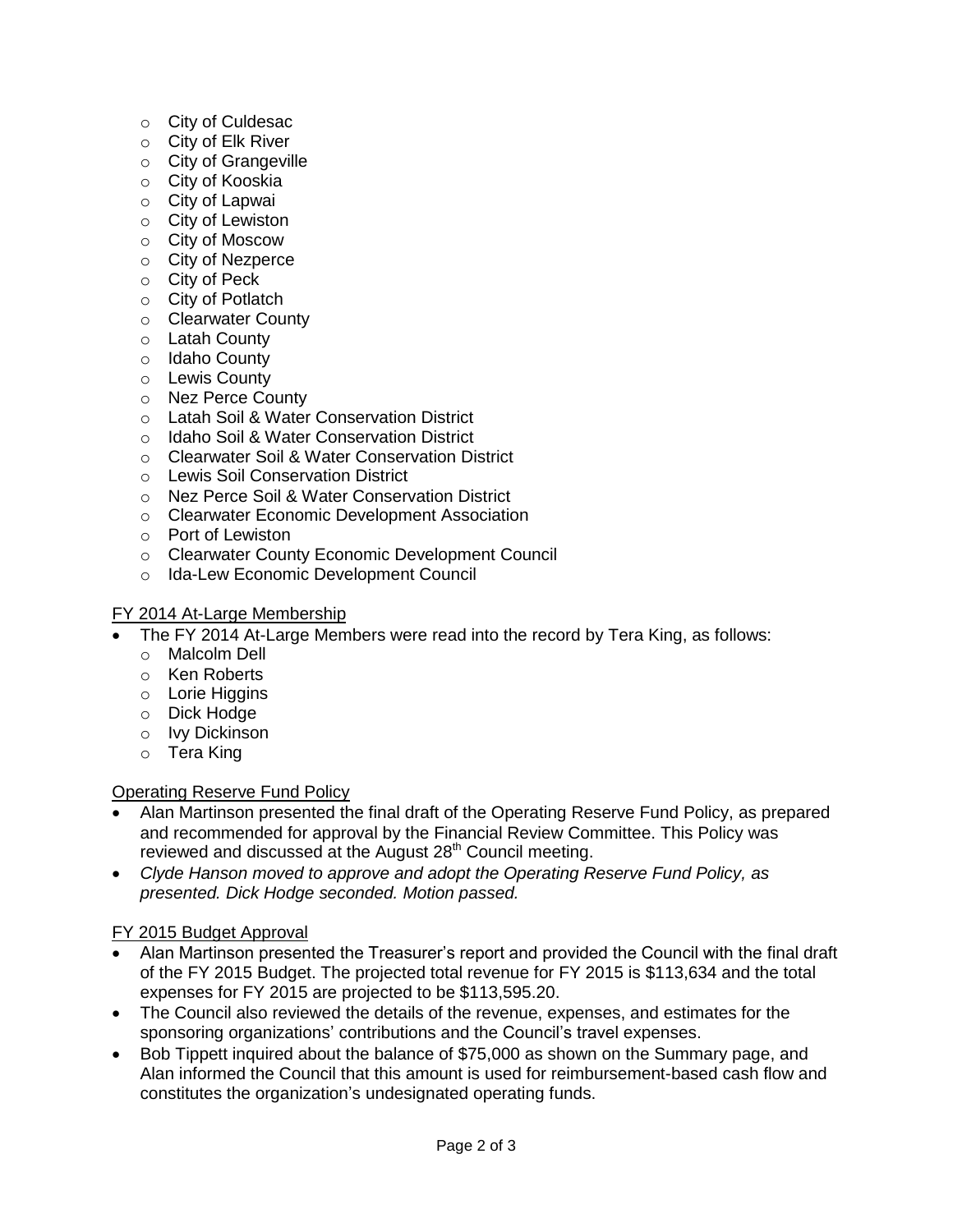- City of Culdesac
  - City of Elk River
  - City of Grangeville
  - City of Kooskia
  - City of Lapwai
  - City of Lewiston
  - City of Moscow
  - City of Nezperce
  - City of Peck
  - City of Potlatch
  - Clearwater County
  - Latah County
  - Idaho County
  - Lewis County
  - Nez Perce County
  - Latah Soil & Water Conservation District
  - Idaho Soil & Water Conservation District
  - Clearwater Soil & Water Conservation District
  - Lewis Soil Conservation District
  - Nez Perce Soil & Water Conservation District
  - Clearwater Economic Development Association
  - Port of Lewiston
  - Clearwater County Economic Development Council
  - Ida-Lew Economic Development Council

<u>FY 2014 At-Large Membership</u>

- The FY 2014 At-Large Members were read into the record by Tera King, as follows:
  - Malcolm Dell
  - Ken Roberts
  - Lorie Higgins
  - Dick Hodge
  - Ivy Dickinson
  - Tera King

<u>Operating Reserve Fund Policy</u>

- Alan Martinson presented the final draft of the Operating Reserve Fund Policy, as prepared and recommended for approval by the Financial Review Committee. This Policy was reviewed and discussed at the August 28th Council meeting.
- *Clyde Hanson moved to approve and adopt the Operating Reserve Fund Policy, as presented. Dick Hodge seconded. Motion passed.*

<u>FY 2015 Budget Approval</u>

- Alan Martinson presented the Treasurer's report and provided the Council with the final draft of the FY 2015 Budget. The projected total revenue for FY 2015 is $113,634 and the total expenses for FY 2015 are projected to be $113,595.20.
- The Council also reviewed the details of the revenue, expenses, and estimates for the sponsoring organizations' contributions and the Council's travel expenses.
- Bob Tippett inquired about the balance of $75,000 as shown on the Summary page, and Alan informed the Council that this amount is used for reimbursement-based cash flow and constitutes the organization's undesignated operating funds.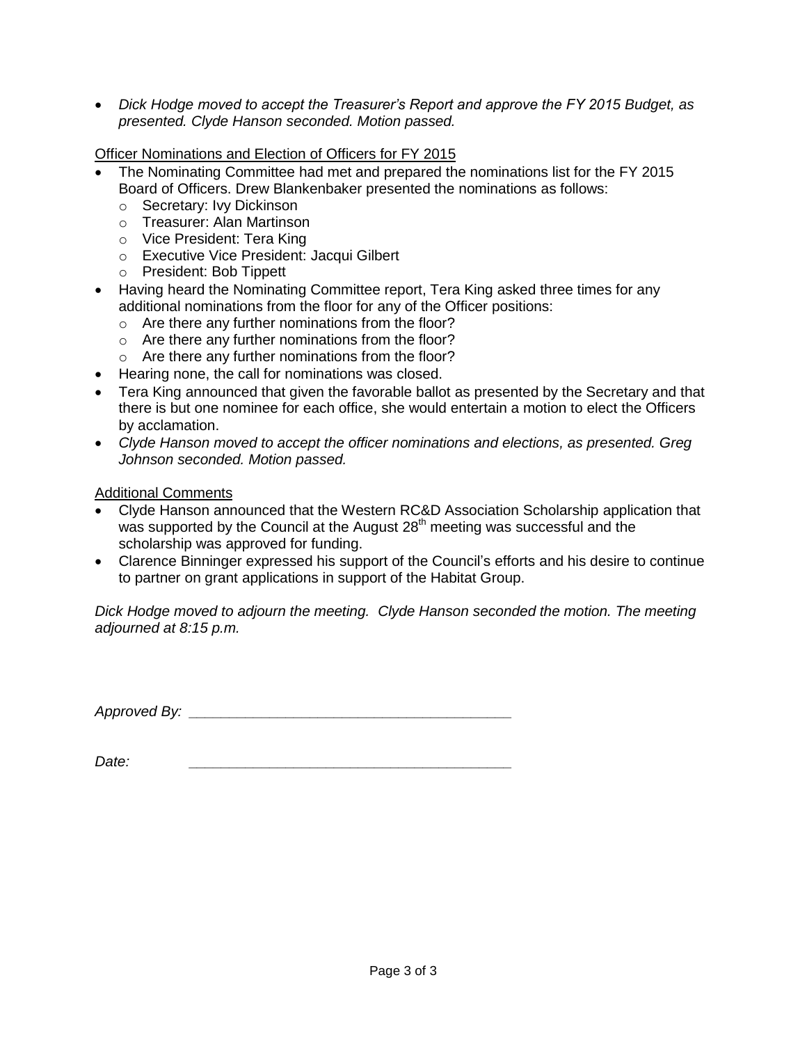- *Dick Hodge moved to accept the Treasurer's Report and approve the FY 2015 Budget, as presented. Clyde Hanson seconded. Motion passed.*

Officer Nominations and Election of Officers for FY 2015

- The Nominating Committee had met and prepared the nominations list for the FY 2015 Board of Officers. Drew Blankenbaker presented the nominations as follows:
  - Secretary: Ivy Dickinson
  - Treasurer: Alan Martinson
  - Vice President: Tera King
  - Executive Vice President: Jacqui Gilbert
  - President: Bob Tippett
- Having heard the Nominating Committee report, Tera King asked three times for any additional nominations from the floor for any of the Officer positions:
  - Are there any further nominations from the floor?
  - Are there any further nominations from the floor?
  - Are there any further nominations from the floor?
- Hearing none, the call for nominations was closed.
- Tera King announced that given the favorable ballot as presented by the Secretary and that there is but one nominee for each office, she would entertain a motion to elect the Officers by acclamation.
- *Clyde Hanson moved to accept the officer nominations and elections, as presented. Greg Johnson seconded. Motion passed.*

Additional Comments

- Clyde Hanson announced that the Western RC&D Association Scholarship application that was supported by the Council at the August 28th meeting was successful and the scholarship was approved for funding.
- Clarence Binninger expressed his support of the Council's efforts and his desire to continue to partner on grant applications in support of the Habitat Group.

*Dick Hodge moved to adjourn the meeting. Clyde Hanson seconded the motion. The meeting adjourned at 8:15 p.m.*

*Approved By:* ________________________________________

*Date:* ________________________________________